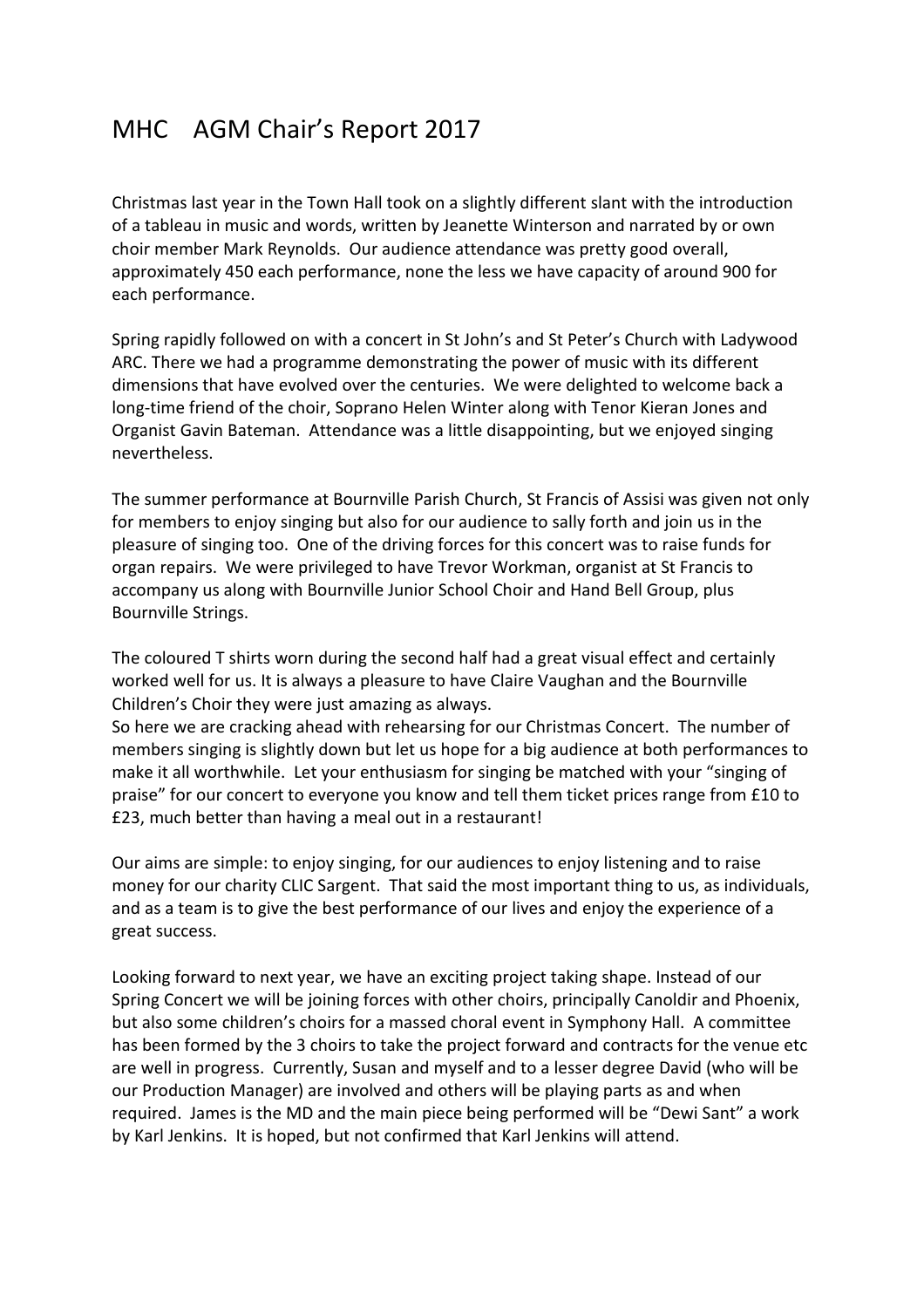# MHC AGM Chair's Report 2017

Christmas last year in the Town Hall took on a slightly different slant with the introduction of a tableau in music and words, written by Jeanette Winterson and narrated by or own choir member Mark Reynolds. Our audience attendance was pretty good overall, approximately 450 each performance, none the less we have capacity of around 900 for each performance.

Spring rapidly followed on with a concert in St John's and St Peter's Church with Ladywood ARC. There we had a programme demonstrating the power of music with its different dimensions that have evolved over the centuries. We were delighted to welcome back a long-time friend of the choir, Soprano Helen Winter along with Tenor Kieran Jones and Organist Gavin Bateman. Attendance was a little disappointing, but we enjoyed singing nevertheless.

The summer performance at Bournville Parish Church, St Francis of Assisi was given not only for members to enjoy singing but also for our audience to sally forth and join us in the pleasure of singing too. One of the driving forces for this concert was to raise funds for organ repairs. We were privileged to have Trevor Workman, organist at St Francis to accompany us along with Bournville Junior School Choir and Hand Bell Group, plus Bournville Strings.

The coloured T shirts worn during the second half had a great visual effect and certainly worked well for us. It is always a pleasure to have Claire Vaughan and the Bournville Children's Choir they were just amazing as always.
So here we are cracking ahead with rehearsing for our Christmas Concert. The number of members singing is slightly down but let us hope for a big audience at both performances to make it all worthwhile. Let your enthusiasm for singing be matched with your "singing of praise" for our concert to everyone you know and tell them ticket prices range from £10 to £23, much better than having a meal out in a restaurant!

Our aims are simple: to enjoy singing, for our audiences to enjoy listening and to raise money for our charity CLIC Sargent. That said the most important thing to us, as individuals, and as a team is to give the best performance of our lives and enjoy the experience of a great success.

Looking forward to next year, we have an exciting project taking shape. Instead of our Spring Concert we will be joining forces with other choirs, principally Canoldir and Phoenix, but also some children's choirs for a massed choral event in Symphony Hall. A committee has been formed by the 3 choirs to take the project forward and contracts for the venue etc are well in progress. Currently, Susan and myself and to a lesser degree David (who will be our Production Manager) are involved and others will be playing parts as and when required. James is the MD and the main piece being performed will be "Dewi Sant" a work by Karl Jenkins. It is hoped, but not confirmed that Karl Jenkins will attend.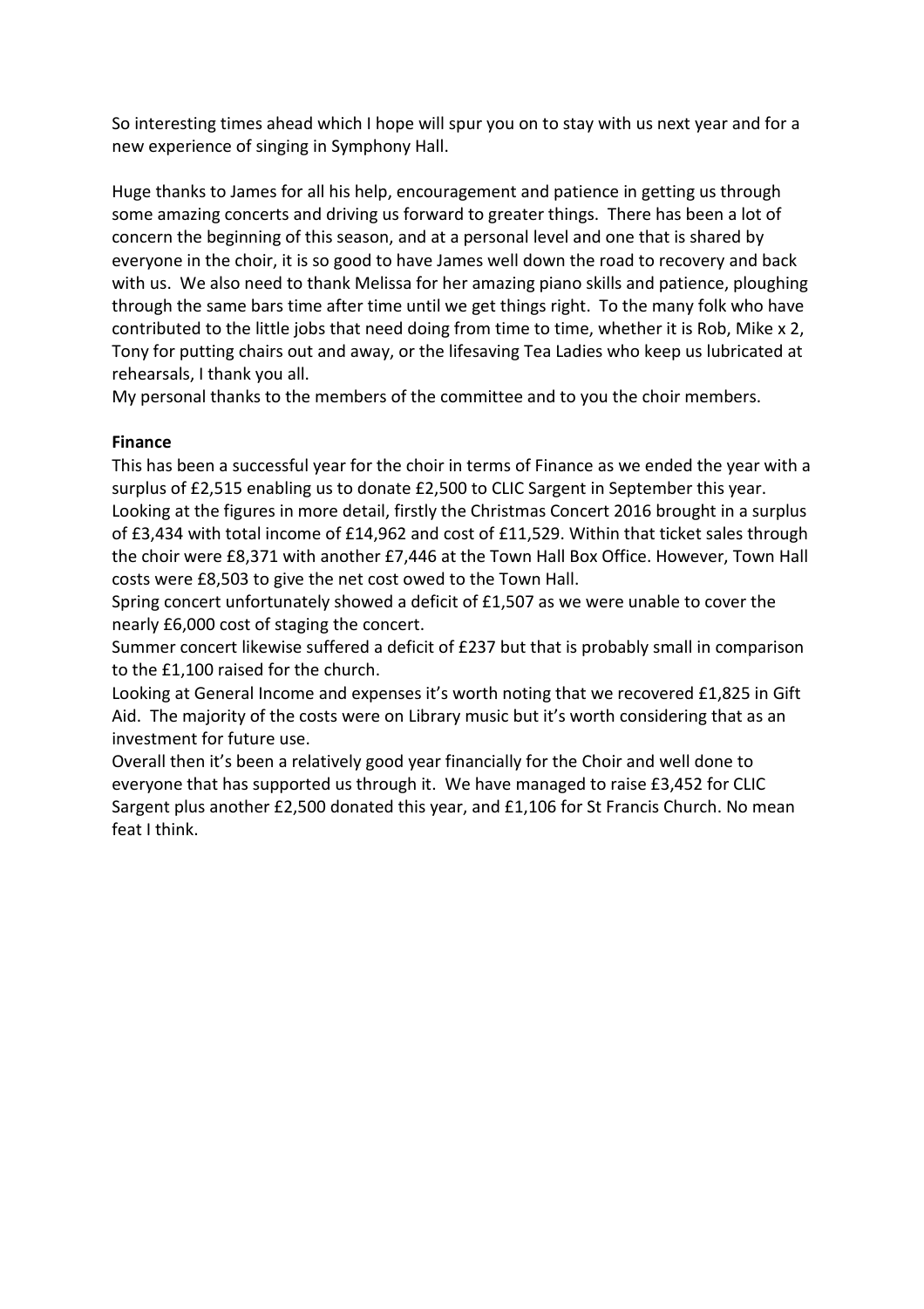So interesting times ahead which I hope will spur you on to stay with us next year and for a new experience of singing in Symphony Hall.

Huge thanks to James for all his help, encouragement and patience in getting us through some amazing concerts and driving us forward to greater things. There has been a lot of concern the beginning of this season, and at a personal level and one that is shared by everyone in the choir, it is so good to have James well down the road to recovery and back with us. We also need to thank Melissa for her amazing piano skills and patience, ploughing through the same bars time after time until we get things right. To the many folk who have contributed to the little jobs that need doing from time to time, whether it is Rob, Mike x 2, Tony for putting chairs out and away, or the lifesaving Tea Ladies who keep us lubricated at rehearsals, I thank you all.

My personal thanks to the members of the committee and to you the choir members.

**Finance**

This has been a successful year for the choir in terms of Finance as we ended the year with a surplus of £2,515 enabling us to donate £2,500 to CLIC Sargent in September this year.

Looking at the figures in more detail, firstly the Christmas Concert 2016 brought in a surplus of £3,434 with total income of £14,962 and cost of £11,529. Within that ticket sales through the choir were £8,371 with another £7,446 at the Town Hall Box Office. However, Town Hall costs were £8,503 to give the net cost owed to the Town Hall.

Spring concert unfortunately showed a deficit of £1,507 as we were unable to cover the nearly £6,000 cost of staging the concert.

Summer concert likewise suffered a deficit of £237 but that is probably small in comparison to the £1,100 raised for the church.

Looking at General Income and expenses it's worth noting that we recovered £1,825 in Gift Aid. The majority of the costs were on Library music but it's worth considering that as an investment for future use.

Overall then it's been a relatively good year financially for the Choir and well done to everyone that has supported us through it. We have managed to raise £3,452 for CLIC Sargent plus another £2,500 donated this year, and £1,106 for St Francis Church. No mean feat I think.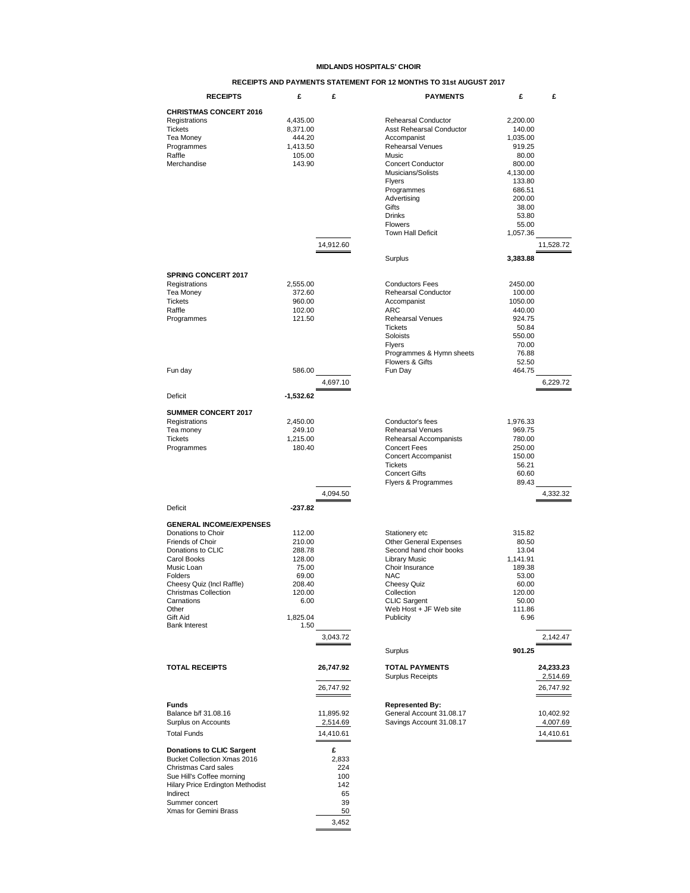# MIDLANDS HOSPITALS' CHOIR

## RECEIPTS AND PAYMENTS STATEMENT FOR 12 MONTHS TO 31st AUGUST 2017

| RECEIPTS | £ | £ | PAYMENTS | £ | £ |
|---|---|---|---|---|---|
| **CHRISTMAS CONCERT 2016** | | | | | |
| Registrations | 4,435.00 | | Rehearsal Conductor | 2,200.00 | |
| Tickets | 8,371.00 | | Asst Rehearsal Conductor | 140.00 | |
| Tea Money | 444.20 | | Accompanist | 1,035.00 | |
| Programmes | 1,413.50 | | Rehearsal Venues | 919.25 | |
| Raffle | 105.00 | | Music | 80.00 | |
| Merchandise | 143.90 | | Concert Conductor | 800.00 | |
| | | | Musicians/Solists | 4,130.00 | |
| | | | Flyers | 133.80 | |
| | | | Programmes | 686.51 | |
| | | | Advertising | 200.00 | |
| | | | Gifts | 38.00 | |
| | | | Drinks | 53.80 | |
| | | | Flowers | 55.00 | |
| | | | Town Hall Deficit | 1,057.36 | |
| | | 14,912.60 | | | 11,528.72 |
| | | | Surplus | **3,383.88** | |
| **SPRING CONCERT 2017** | | | | | |
| Registrations | 2,555.00 | | Conductors Fees | 2450.00 | |
| Tea Money | 372.60 | | Rehearsal Conductor | 100.00 | |
| Tickets | 960.00 | | Accompanist | 1050.00 | |
| Raffle | 102.00 | | ARC | 440.00 | |
| Programmes | 121.50 | | Rehearsal Venues | 924.75 | |
| | | | Tickets | 50.84 | |
| | | | Soloists | 550.00 | |
| | | | Flyers | 70.00 | |
| | | | Programmes & Hymn sheets | 76.88 | |
| | | | Flowers & Gifts | 52.50 | |
| Fun day | 586.00 | | Fun Day | 464.75 | |
| | | 4,697.10 | | | 6,229.72 |
| Deficit | **-1,532.62** | | | | |
| **SUMMER CONCERT 2017** | | | | | |
| Registrations | 2,450.00 | | Conductor's fees | 1,976.33 | |
| Tea money | 249.10 | | Rehearsal Venues | 969.75 | |
| Tickets | 1,215.00 | | Rehearsal Accompanists | 780.00 | |
| Programmes | 180.40 | | Concert Fees | 250.00 | |
| | | | Concert Accompanist | 150.00 | |
| | | | Tickets | 56.21 | |
| | | | Concert Gifts | 60.60 | |
| | | | Flyers & Programmes | 89.43 | |
| | | 4,094.50 | | | 4,332.32 |
| Deficit | **-237.82** | | | | |
| **GENERAL INCOME/EXPENSES** | | | | | |
| Donations to Choir | 112.00 | | Stationery etc | 315.82 | |
| Friends of Choir | 210.00 | | Other General Expenses | 80.50 | |
| Donations to CLIC | 288.78 | | Second hand choir books | 13.04 | |
| Carol Books | 128.00 | | Library Music | 1,141.91 | |
| Music Loan | 75.00 | | Choir Insurance | 189.38 | |
| Folders | 69.00 | | NAC | 53.00 | |
| Cheesy Quiz (Incl Raffle) | 208.40 | | Cheesy Quiz | 60.00 | |
| Christmas Collection | 120.00 | | Collection | 120.00 | |
| Carnations | 6.00 | | CLIC Sargent | 50.00 | |
| Other | | | Web Host + JF Web site | 111.86 | |
| Gift Aid | 1,825.04 | | Publicity | 6.96 | |
| Bank Interest | 1.50 | | | | |
| | | 3,043.72 | | | 2,142.47 |
| | | | Surplus | **901.25** | |
| **TOTAL RECEIPTS** | | **26,747.92** | **TOTAL PAYMENTS** | | **24,233.23** |
| | | | Surplus Receipts | | 2,514.69 |
| | | 26,747.92 | | | 26,747.92 |
| **Funds** | | | **Represented By:** | | |
| Balance b/f 31.08.16 | | 11,895.92 | General Account 31.08.17 | | 10,402.92 |
| Surplus on Accounts | | 2,514.69 | Savings Account 31.08.17 | | 4,007.69 |
| Total Funds | | 14,410.61 | | | 14,410.61 |

| Donations to CLIC Sargent | £ |
|---|---|
| Bucket Collection Xmas 2016 | 2,833 |
| Christmas Card sales | 224 |
| Sue Hill's Coffee morning | 100 |
| Hilary Price Erdington Methodist | 142 |
| Indirect | 65 |
| Summer concert | 39 |
| Xmas for Gemini Brass | 50 |
| | 3,452 |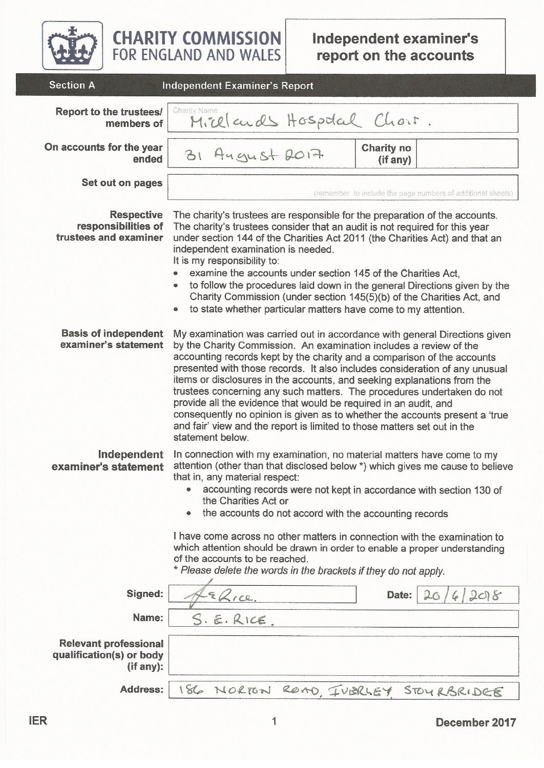# CHARITY COMMISSION FOR ENGLAND AND WALES

# Independent examiner's report on the accounts

## Section A Independent Examiner's Report

| | |
|---|---|
| **Report to the trustees/ members of** | Charity Name: Midlands Hospital Choir. |
| **On accounts for the year ended** | 31 August 2017 — **Charity no (if any)** |
| **Set out on pages** | (remember to include the page numbers of additional sheets) |

**Respective responsibilities of trustees and examiner**

The charity's trustees are responsible for the preparation of the accounts. The charity's trustees consider that an audit is not required for this year under section 144 of the Charities Act 2011 (the Charities Act) and that an independent examination is needed.

It is my responsibility to:

- examine the accounts under section 145 of the Charities Act,
- to follow the procedures laid down in the general Directions given by the Charity Commission (under section 145(5)(b) of the Charities Act, and
- to state whether particular matters have come to my attention.

**Basis of independent examiner's statement**

My examination was carried out in accordance with general Directions given by the Charity Commission. An examination includes a review of the accounting records kept by the charity and a comparison of the accounts presented with those records. It also includes consideration of any unusual items or disclosures in the accounts, and seeking explanations from the trustees concerning any such matters. The procedures undertaken do not provide all the evidence that would be required in an audit, and consequently no opinion is given as to whether the accounts present a 'true and fair' view and the report is limited to those matters set out in the statement below.

**Independent examiner's statement**

In connection with my examination, no material matters have come to my attention (other than that disclosed below *) which gives me cause to believe that in, any material respect:

- accounting records were not kept in accordance with section 130 of the Charities Act or
- the accounts do not accord with the accounting records

I have come across no other matters in connection with the examination to which attention should be drawn in order to enable a proper understanding of the accounts to be reached.

*\* Please delete the words in the brackets if they do not apply.*

| | |
|---|---|
| **Signed:** | S E Rice. — **Date:** 20/6/2018 |
| **Name:** | S. E. RICE. |
| **Relevant professional qualification(s) or body (if any):** | |
| **Address:** | 186 NORTON ROAD, IVERLEY, STOURBRIDGE |

IER — December 2017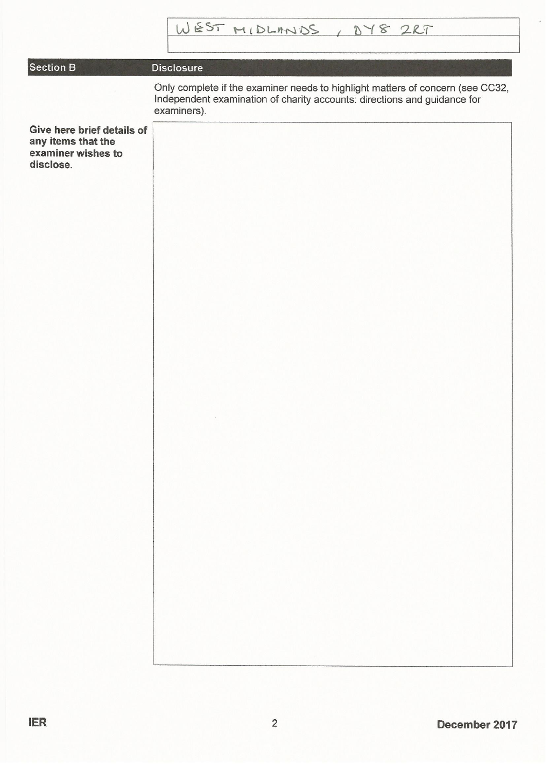WEST MIDLANDS , DY8 2RT

## Section B — Disclosure

Only complete if the examiner needs to highlight matters of concern (see CC32, Independent examination of charity accounts: directions and guidance for examiners).

**Give here brief details of any items that the examiner wishes to disclose.**

IER

December 2017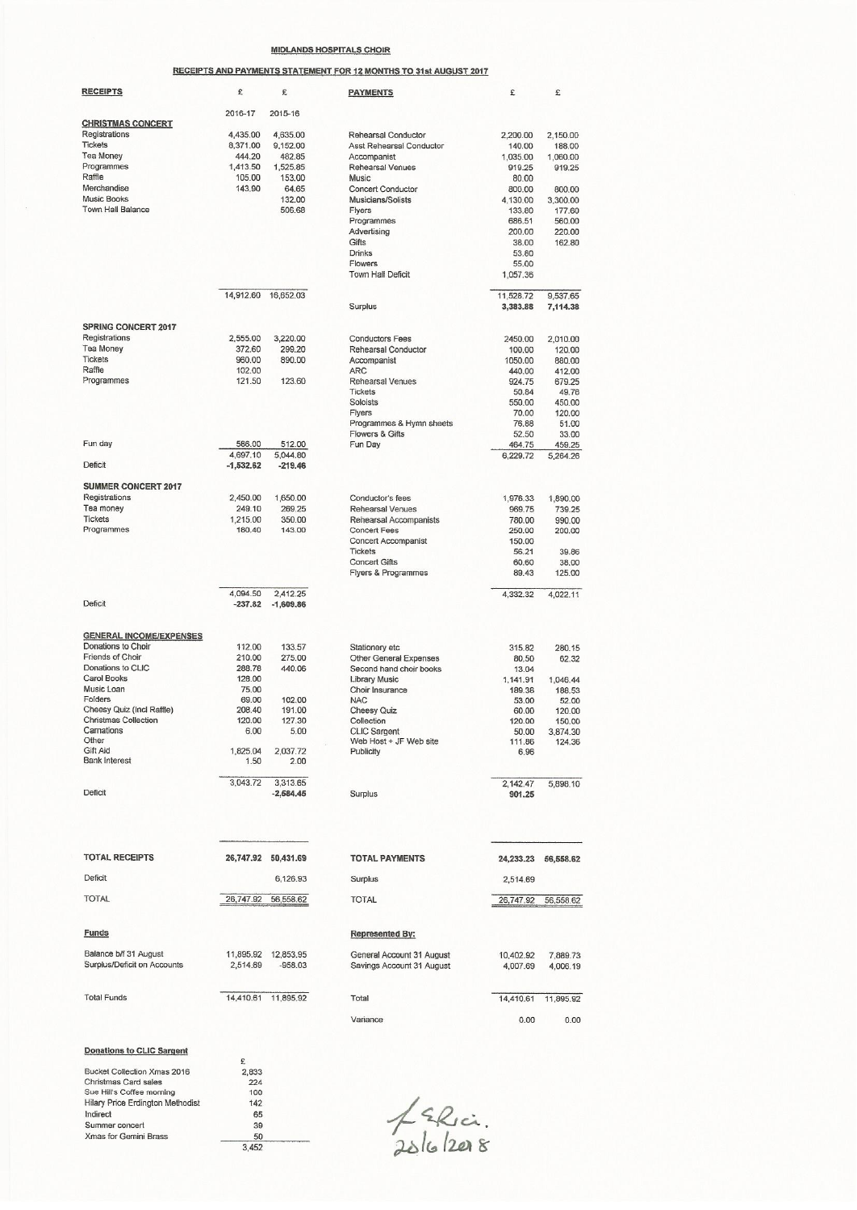**MIDLANDS HOSPITALS CHOIR**

**RECEIPTS AND PAYMENTS STATEMENT FOR 12 MONTHS TO 31st AUGUST 2017**

| **RECEIPTS** | £ | £ | **PAYMENTS** | £ | £ |
|---|---|---|---|---|---|
| | 2016-17 | 2015-16 | | | |
| **CHRISTMAS CONCERT** | | | | | |
| Registrations | 4,435.00 | 4,635.00 | Rehearsal Conductor | 2,200.00 | 2,150.00 |
| Tickets | 8,371.00 | 9,152.00 | Asst Rehearsal Conductor | 140.00 | 188.00 |
| Tea Money | 444.20 | 482.85 | Accompanist | 1,035.00 | 1,060.00 |
| Programmes | 1,413.50 | 1,525.85 | Rehearsal Venues | 919.25 | 919.25 |
| Raffle | 105.00 | 153.00 | Music | 80.00 | |
| Merchandise | 143.90 | 64.65 | Concert Conductor | 800.00 | 800.00 |
| Music Books | | 132.00 | Musicians/Solists | 4,130.00 | 3,300.00 |
| Town Hall Balance | | 506.68 | Flyers | 133.80 | 177.60 |
| | | | Programmes | 686.51 | 560.00 |
| | | | Advertising | 200.00 | 220.00 |
| | | | Gifts | 38.00 | 162.80 |
| | | | Drinks | 53.80 | |
| | | | Flowers | 55.00 | |
| | | | Town Hall Deficit | 1,057.36 | |
| | 14,912.60 | 16,652.03 | | 11,528.72 | 9,537.65 |
| | | | Surplus | **3,383.88** | **7,114.38** |
| **SPRING CONCERT 2017** | | | | | |
| Registrations | 2,555.00 | 3,220.00 | Conductors Fees | 2450.00 | 2,010.00 |
| Tea Money | 372.60 | 299.20 | Rehearsal Conductor | 100.00 | 120.00 |
| Tickets | 960.00 | 890.00 | Accompanist | 1050.00 | 880.00 |
| Raffle | 102.00 | | ARC | 440.00 | 412.00 |
| Programmes | 121.50 | 123.60 | Rehearsal Venues | 924.75 | 679.25 |
| | | | Tickets | 50.84 | 49.76 |
| | | | Soloists | 550.00 | 450.00 |
| | | | Flyers | 70.00 | 120.00 |
| | | | Programmes & Hymn sheets | 76.88 | 51.00 |
| | | | Flowers & Gifts | 52.50 | 33.00 |
| Fun day | 586.00 | 512.00 | Fun Day | 464.75 | 459.25 |
| | 4,697.10 | 5,044.80 | | 6,229.72 | 5,264.26 |
| Deficit | **-1,532.62** | **-219.46** | | | |
| **SUMMER CONCERT 2017** | | | | | |
| Registrations | 2,450.00 | 1,650.00 | Conductor's fees | 1,976.33 | 1,890.00 |
| Tea money | 249.10 | 269.25 | Rehearsal Venues | 969.75 | 739.25 |
| Tickets | 1,215.00 | 350.00 | Rehearsal Accompanists | 780.00 | 990.00 |
| Programmes | 180.40 | 143.00 | Concert Fees | 250.00 | 200.00 |
| | | | Concert Accompanist | 150.00 | |
| | | | Tickets | 56.21 | 39.86 |
| | | | Concert Gifts | 60.60 | 38.00 |
| | | | Flyers & Programmes | 89.43 | 125.00 |
| | 4,094.50 | 2,412.25 | | 4,332.32 | 4,022.11 |
| Deficit | **-237.82** | **-1,609.86** | | | |
| **GENERAL INCOME/EXPENSES** | | | | | |
| Donations to Choir | 112.00 | 133.57 | Stationery etc | 315.82 | 280.15 |
| Friends of Choir | 210.00 | 275.00 | Other General Expenses | 80.50 | 62.32 |
| Donations to CLIC | 288.78 | 440.06 | Second hand choir books | 13.04 | |
| Carol Books | 128.00 | | Library Music | 1,141.91 | 1,046.44 |
| Music Loan | 75.00 | | Choir Insurance | 189.36 | 186.53 |
| Folders | 69.00 | 102.00 | NAC | 53.00 | 52.00 |
| Cheesy Quiz (incl Raffle) | 208.40 | 191.00 | Cheesy Quiz | 60.00 | 120.00 |
| Christmas Collection | 120.00 | 127.30 | Collection | 120.00 | 150.00 |
| Carnations | 6.00 | 5.00 | CLIC Sargent | 50.00 | 3,874.30 |
| Other | | | Web Host + JF Web site | 111.86 | 124.36 |
| Gift Aid | 1,825.04 | 2,037.72 | Publicity | 6.96 | |
| Bank Interest | 1.50 | 2.00 | | | |
| | 3,043.72 | 3,313.65 | | 2,142.47 | 5,898.10 |
| Deficit | | **-2,584.45** | Surplus | **901.25** | |
| | | | | | |
| **TOTAL RECEIPTS** | **26,747.92** | **50,431.69** | **TOTAL PAYMENTS** | **24,233.23** | **56,558.62** |
| Deficit | | 6,126.93 | Surplus | 2,514.69 | |
| TOTAL | 26,747.92 | 56,558.62 | TOTAL | 26,747.92 | 56,558.62 |

| **Funds** | | | **Represented By:** | | |
|---|---|---|---|---|---|
| Balance b/f 31 August | 11,895.92 | 12,853.95 | General Account 31 August | 10,402.92 | 7,889.73 |
| Surplus/Deficit on Accounts | 2,514.69 | -958.03 | Savings Account 31 August | 4,007.69 | 4,006.19 |
| Total Funds | 14,410.61 | 11,895.92 | Total | 14,410.61 | 11,895.92 |
| | | | Variance | 0.00 | 0.00 |

**Donations to CLIC Sargent**

| | £ |
|---|---|
| Bucket Collection Xmas 2016 | 2,833 |
| Christmas Card sales | 224 |
| Sue Hill's Coffee morning | 100 |
| Hilary Price Erdington Methodist | 142 |
| Indirect | 65 |
| Summer concert | 39 |
| Xmas for Gemini Brass | 50 |
| | 3,452 |

ERici.
20/6/2018